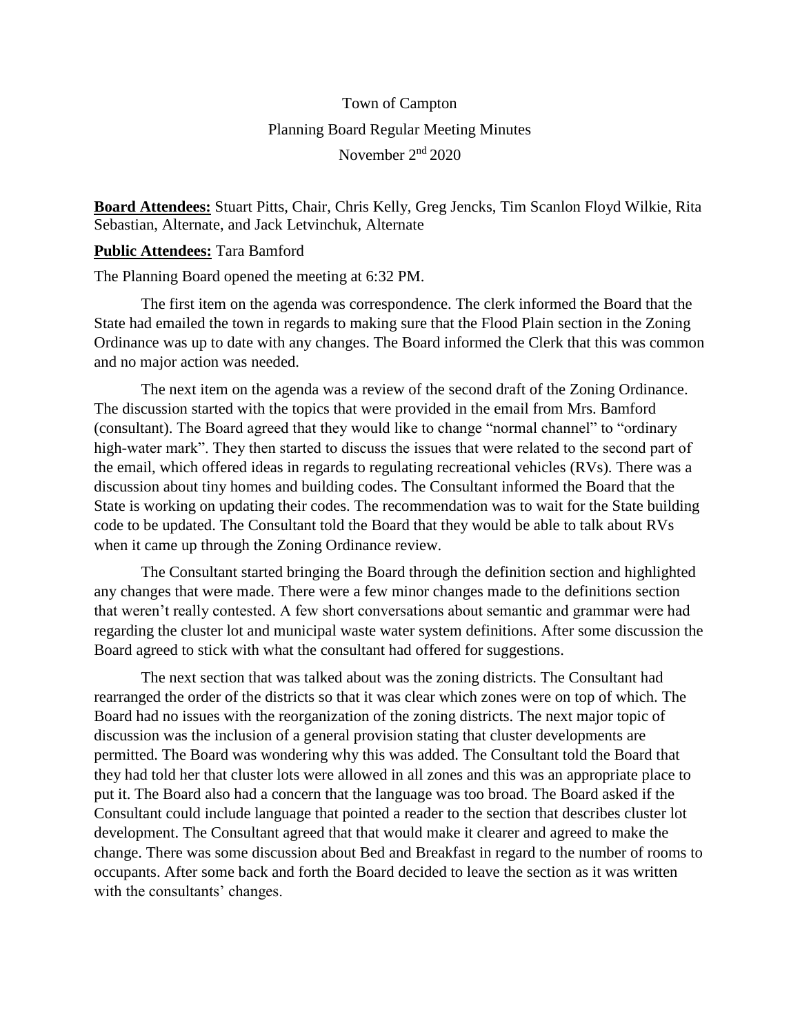Town of Campton

Planning Board Regular Meeting Minutes

November 2nd 2020

**Board Attendees:** Stuart Pitts, Chair, Chris Kelly, Greg Jencks, Tim Scanlon Floyd Wilkie, Rita Sebastian, Alternate, and Jack Letvinchuk, Alternate

**Public Attendees:** Tara Bamford

The Planning Board opened the meeting at 6:32 PM.

The first item on the agenda was correspondence. The clerk informed the Board that the State had emailed the town in regards to making sure that the Flood Plain section in the Zoning Ordinance was up to date with any changes. The Board informed the Clerk that this was common and no major action was needed.

The next item on the agenda was a review of the second draft of the Zoning Ordinance. The discussion started with the topics that were provided in the email from Mrs. Bamford (consultant). The Board agreed that they would like to change "normal channel" to "ordinary high-water mark". They then started to discuss the issues that were related to the second part of the email, which offered ideas in regards to regulating recreational vehicles (RVs). There was a discussion about tiny homes and building codes. The Consultant informed the Board that the State is working on updating their codes. The recommendation was to wait for the State building code to be updated. The Consultant told the Board that they would be able to talk about RVs when it came up through the Zoning Ordinance review.

The Consultant started bringing the Board through the definition section and highlighted any changes that were made. There were a few minor changes made to the definitions section that weren't really contested. A few short conversations about semantic and grammar were had regarding the cluster lot and municipal waste water system definitions. After some discussion the Board agreed to stick with what the consultant had offered for suggestions.

The next section that was talked about was the zoning districts. The Consultant had rearranged the order of the districts so that it was clear which zones were on top of which. The Board had no issues with the reorganization of the zoning districts. The next major topic of discussion was the inclusion of a general provision stating that cluster developments are permitted. The Board was wondering why this was added. The Consultant told the Board that they had told her that cluster lots were allowed in all zones and this was an appropriate place to put it. The Board also had a concern that the language was too broad. The Board asked if the Consultant could include language that pointed a reader to the section that describes cluster lot development. The Consultant agreed that that would make it clearer and agreed to make the change. There was some discussion about Bed and Breakfast in regard to the number of rooms to occupants. After some back and forth the Board decided to leave the section as it was written with the consultants' changes.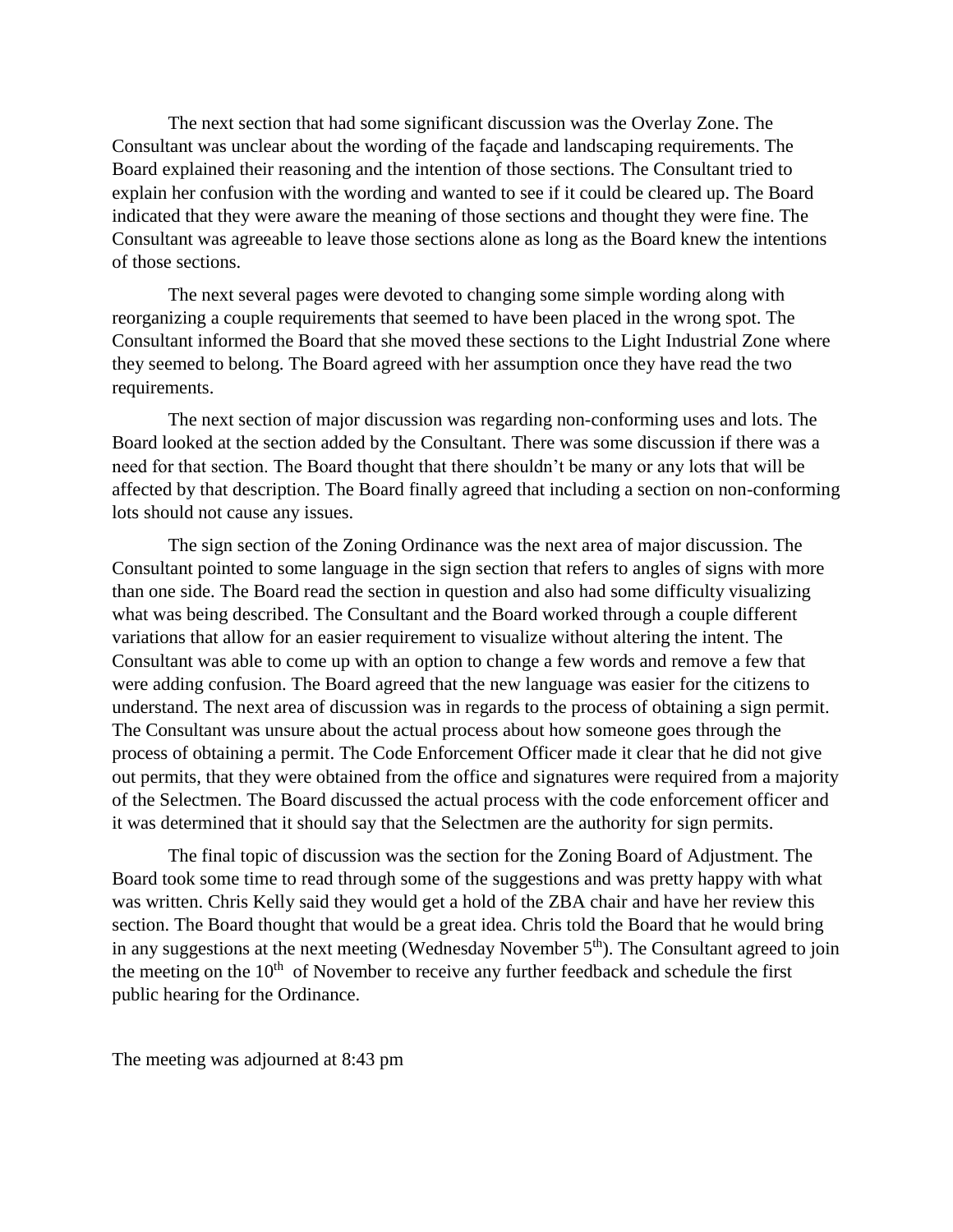The next section that had some significant discussion was the Overlay Zone. The Consultant was unclear about the wording of the façade and landscaping requirements. The Board explained their reasoning and the intention of those sections. The Consultant tried to explain her confusion with the wording and wanted to see if it could be cleared up. The Board indicated that they were aware the meaning of those sections and thought they were fine. The Consultant was agreeable to leave those sections alone as long as the Board knew the intentions of those sections.

The next several pages were devoted to changing some simple wording along with reorganizing a couple requirements that seemed to have been placed in the wrong spot. The Consultant informed the Board that she moved these sections to the Light Industrial Zone where they seemed to belong. The Board agreed with her assumption once they have read the two requirements.

The next section of major discussion was regarding non-conforming uses and lots. The Board looked at the section added by the Consultant. There was some discussion if there was a need for that section. The Board thought that there shouldn't be many or any lots that will be affected by that description. The Board finally agreed that including a section on non-conforming lots should not cause any issues.

The sign section of the Zoning Ordinance was the next area of major discussion. The Consultant pointed to some language in the sign section that refers to angles of signs with more than one side. The Board read the section in question and also had some difficulty visualizing what was being described. The Consultant and the Board worked through a couple different variations that allow for an easier requirement to visualize without altering the intent. The Consultant was able to come up with an option to change a few words and remove a few that were adding confusion. The Board agreed that the new language was easier for the citizens to understand. The next area of discussion was in regards to the process of obtaining a sign permit. The Consultant was unsure about the actual process about how someone goes through the process of obtaining a permit. The Code Enforcement Officer made it clear that he did not give out permits, that they were obtained from the office and signatures were required from a majority of the Selectmen. The Board discussed the actual process with the code enforcement officer and it was determined that it should say that the Selectmen are the authority for sign permits.

The final topic of discussion was the section for the Zoning Board of Adjustment. The Board took some time to read through some of the suggestions and was pretty happy with what was written. Chris Kelly said they would get a hold of the ZBA chair and have her review this section. The Board thought that would be a great idea. Chris told the Board that he would bring in any suggestions at the next meeting (Wednesday November 5th). The Consultant agreed to join the meeting on the 10th of November to receive any further feedback and schedule the first public hearing for the Ordinance.

The meeting was adjourned at 8:43 pm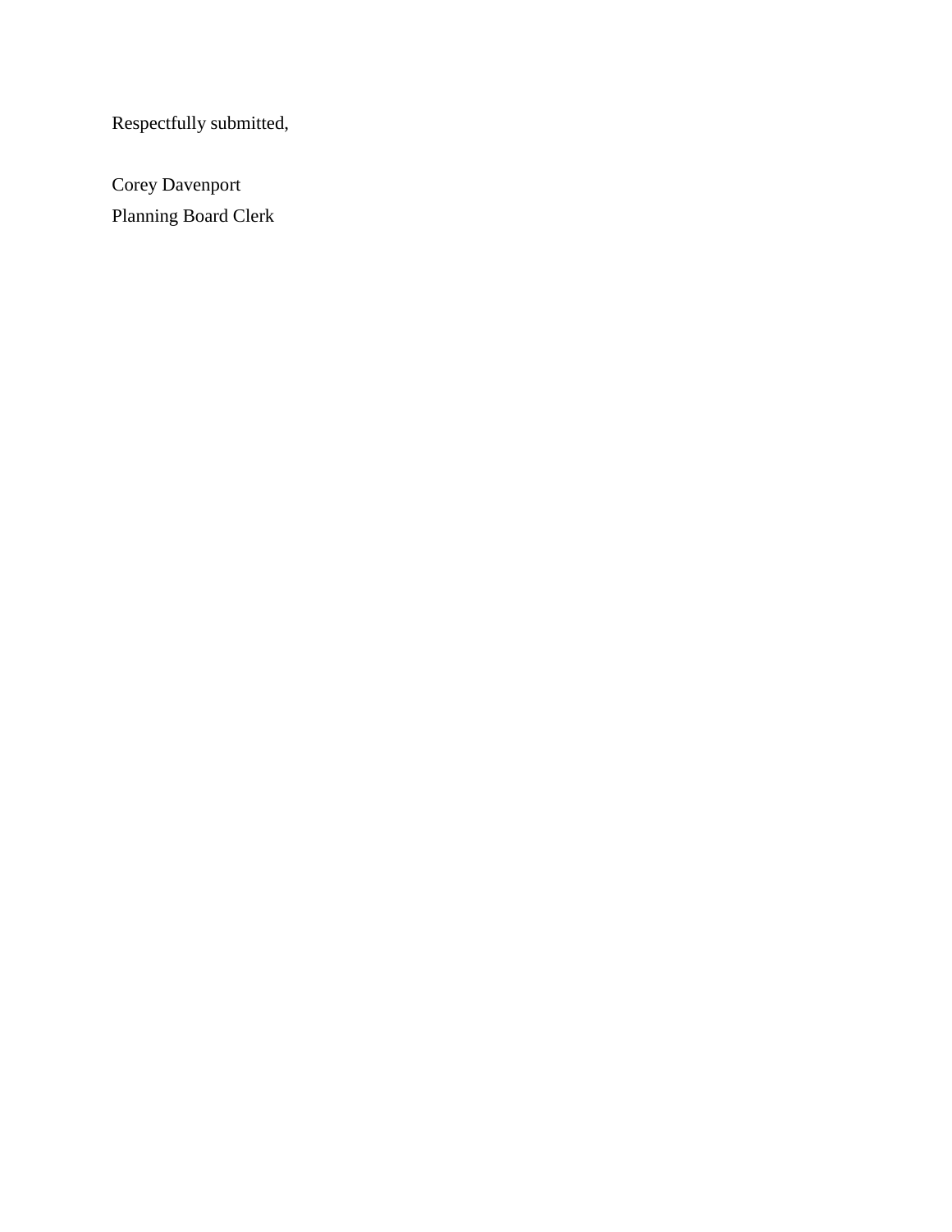Respectfully submitted,

Corey Davenport
Planning Board Clerk